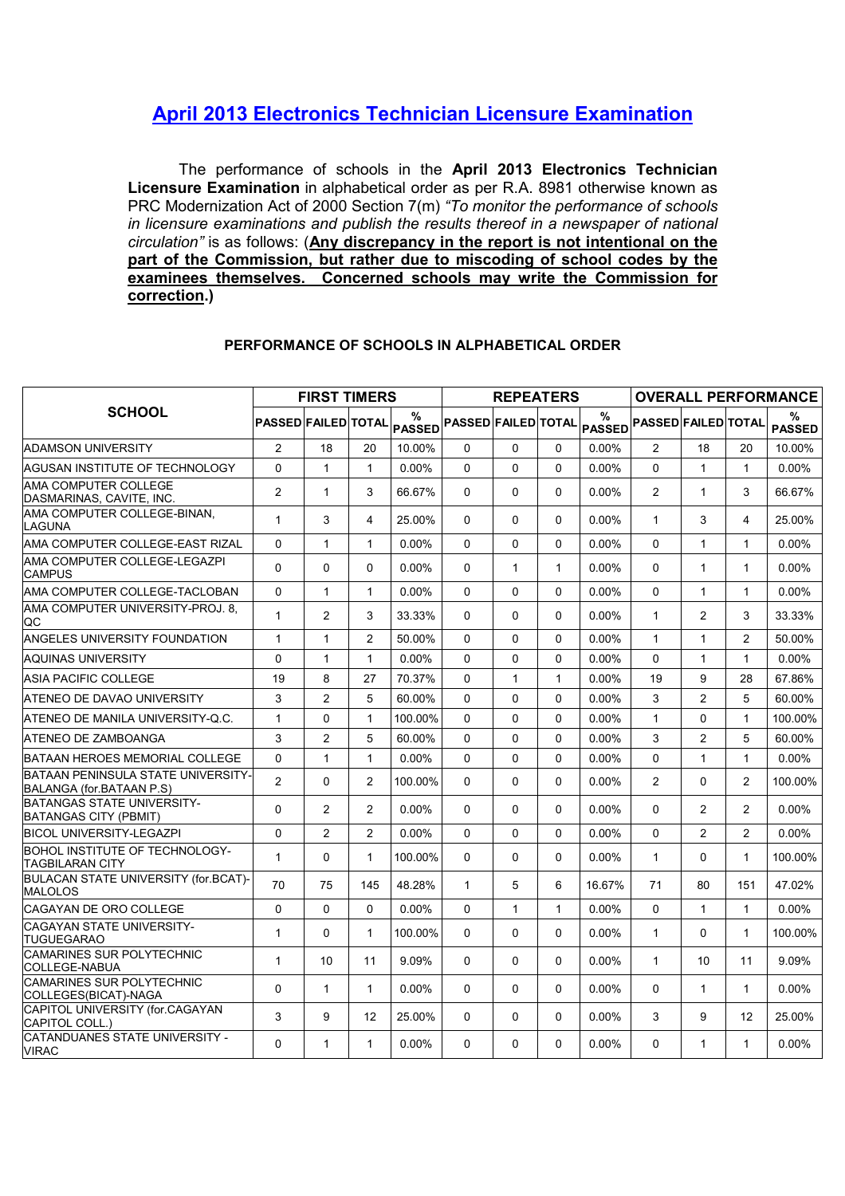# April 2013 Electronics Technician Licensure Examination

The performance of schools in the **April 2013 Electronics Technician Licensure Examination** in alphabetical order as per R.A. 8981 otherwise known as PRC Modernization Act of 2000 Section 7(m) *"To monitor the performance of schools in licensure examinations and publish the results thereof in a newspaper of national circulation"* is as follows: (**Any discrepancy in the report is not intentional on the part of the Commission, but rather due to miscoding of school codes by the examinees themselves. Concerned schools may write the Commission for correction.**)

### PERFORMANCE OF SCHOOLS IN ALPHABETICAL ORDER

| SCHOOL | FIRST TIMERS | | | | REPEATERS | | | | OVERALL PERFORMANCE | | | |
|---|---|---|---|---|---|---|---|---|---|---|---|---|
| | PASSED | FAILED | TOTAL | % PASSED | PASSED | FAILED | TOTAL | % PASSED | PASSED | FAILED | TOTAL | % PASSED |
| ADAMSON UNIVERSITY | 2 | 18 | 20 | 10.00% | 0 | 0 | 0 | 0.00% | 2 | 18 | 20 | 10.00% |
| AGUSAN INSTITUTE OF TECHNOLOGY | 0 | 1 | 1 | 0.00% | 0 | 0 | 0 | 0.00% | 0 | 1 | 1 | 0.00% |
| AMA COMPUTER COLLEGE DASMARINAS, CAVITE, INC. | 2 | 1 | 3 | 66.67% | 0 | 0 | 0 | 0.00% | 2 | 1 | 3 | 66.67% |
| AMA COMPUTER COLLEGE-BINAN, LAGUNA | 1 | 3 | 4 | 25.00% | 0 | 0 | 0 | 0.00% | 1 | 3 | 4 | 25.00% |
| AMA COMPUTER COLLEGE-EAST RIZAL | 0 | 1 | 1 | 0.00% | 0 | 0 | 0 | 0.00% | 0 | 1 | 1 | 0.00% |
| AMA COMPUTER COLLEGE-LEGAZPI CAMPUS | 0 | 0 | 0 | 0.00% | 0 | 1 | 1 | 0.00% | 0 | 1 | 1 | 0.00% |
| AMA COMPUTER COLLEGE-TACLOBAN | 0 | 1 | 1 | 0.00% | 0 | 0 | 0 | 0.00% | 0 | 1 | 1 | 0.00% |
| AMA COMPUTER UNIVERSITY-PROJ. 8, QC | 1 | 2 | 3 | 33.33% | 0 | 0 | 0 | 0.00% | 1 | 2 | 3 | 33.33% |
| ANGELES UNIVERSITY FOUNDATION | 1 | 1 | 2 | 50.00% | 0 | 0 | 0 | 0.00% | 1 | 1 | 2 | 50.00% |
| AQUINAS UNIVERSITY | 0 | 1 | 1 | 0.00% | 0 | 0 | 0 | 0.00% | 0 | 1 | 1 | 0.00% |
| ASIA PACIFIC COLLEGE | 19 | 8 | 27 | 70.37% | 0 | 1 | 1 | 0.00% | 19 | 9 | 28 | 67.86% |
| ATENEO DE DAVAO UNIVERSITY | 3 | 2 | 5 | 60.00% | 0 | 0 | 0 | 0.00% | 3 | 2 | 5 | 60.00% |
| ATENEO DE MANILA UNIVERSITY-Q.C. | 1 | 0 | 1 | 100.00% | 0 | 0 | 0 | 0.00% | 1 | 0 | 1 | 100.00% |
| ATENEO DE ZAMBOANGA | 3 | 2 | 5 | 60.00% | 0 | 0 | 0 | 0.00% | 3 | 2 | 5 | 60.00% |
| BATAAN HEROES MEMORIAL COLLEGE | 0 | 1 | 1 | 0.00% | 0 | 0 | 0 | 0.00% | 0 | 1 | 1 | 0.00% |
| BATAAN PENINSULA STATE UNIVERSITY-BALANGA (for.BATAAN P.S) | 2 | 0 | 2 | 100.00% | 0 | 0 | 0 | 0.00% | 2 | 0 | 2 | 100.00% |
| BATANGAS STATE UNIVERSITY-BATANGAS CITY (PBMIT) | 0 | 2 | 2 | 0.00% | 0 | 0 | 0 | 0.00% | 0 | 2 | 2 | 0.00% |
| BICOL UNIVERSITY-LEGAZPI | 0 | 2 | 2 | 0.00% | 0 | 0 | 0 | 0.00% | 0 | 2 | 2 | 0.00% |
| BOHOL INSTITUTE OF TECHNOLOGY-TAGBILARAN CITY | 1 | 0 | 1 | 100.00% | 0 | 0 | 0 | 0.00% | 1 | 0 | 1 | 100.00% |
| BULACAN STATE UNIVERSITY (for.BCAT)-MALOLOS | 70 | 75 | 145 | 48.28% | 1 | 5 | 6 | 16.67% | 71 | 80 | 151 | 47.02% |
| CAGAYAN DE ORO COLLEGE | 0 | 0 | 0 | 0.00% | 0 | 1 | 1 | 0.00% | 0 | 1 | 1 | 0.00% |
| CAGAYAN STATE UNIVERSITY-TUGUEGARAO | 1 | 0 | 1 | 100.00% | 0 | 0 | 0 | 0.00% | 1 | 0 | 1 | 100.00% |
| CAMARINES SUR POLYTECHNIC COLLEGE-NABUA | 1 | 10 | 11 | 9.09% | 0 | 0 | 0 | 0.00% | 1 | 10 | 11 | 9.09% |
| CAMARINES SUR POLYTECHNIC COLLEGES(BICAT)-NAGA | 0 | 1 | 1 | 0.00% | 0 | 0 | 0 | 0.00% | 0 | 1 | 1 | 0.00% |
| CAPITOL UNIVERSITY (for.CAGAYAN CAPITOL COLL.) | 3 | 9 | 12 | 25.00% | 0 | 0 | 0 | 0.00% | 3 | 9 | 12 | 25.00% |
| CATANDUANES STATE UNIVERSITY - VIRAC | 0 | 1 | 1 | 0.00% | 0 | 0 | 0 | 0.00% | 0 | 1 | 1 | 0.00% |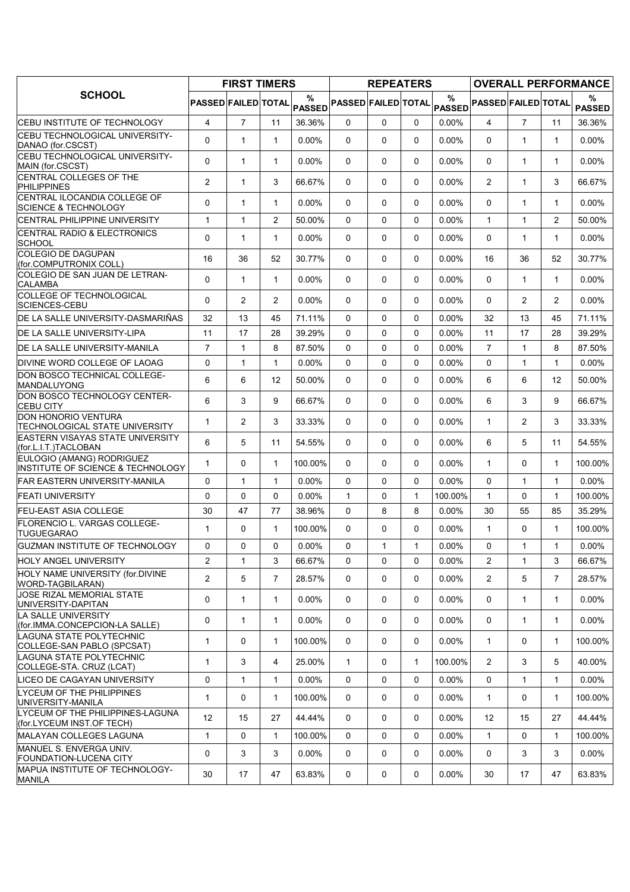| SCHOOL | FIRST TIMERS | | | | REPEATERS | | | | OVERALL PERFORMANCE | | | |
|---|---|---|---|---|---|---|---|---|---|---|---|---|
| | PASSED | FAILED | TOTAL | % PASSED | PASSED | FAILED | TOTAL | % PASSED | PASSED | FAILED | TOTAL | % PASSED |
| CEBU INSTITUTE OF TECHNOLOGY | 4 | 7 | 11 | 36.36% | 0 | 0 | 0 | 0.00% | 4 | 7 | 11 | 36.36% |
| CEBU TECHNOLOGICAL UNIVERSITY-DANAO (for.CSCST) | 0 | 1 | 1 | 0.00% | 0 | 0 | 0 | 0.00% | 0 | 1 | 1 | 0.00% |
| CEBU TECHNOLOGICAL UNIVERSITY-MAIN (for.CSCST) | 0 | 1 | 1 | 0.00% | 0 | 0 | 0 | 0.00% | 0 | 1 | 1 | 0.00% |
| CENTRAL COLLEGES OF THE PHILIPPINES | 2 | 1 | 3 | 66.67% | 0 | 0 | 0 | 0.00% | 2 | 1 | 3 | 66.67% |
| CENTRAL ILOCANDIA COLLEGE OF SCIENCE & TECHNOLOGY | 0 | 1 | 1 | 0.00% | 0 | 0 | 0 | 0.00% | 0 | 1 | 1 | 0.00% |
| CENTRAL PHILIPPINE UNIVERSITY | 1 | 1 | 2 | 50.00% | 0 | 0 | 0 | 0.00% | 1 | 1 | 2 | 50.00% |
| CENTRAL RADIO & ELECTRONICS SCHOOL | 0 | 1 | 1 | 0.00% | 0 | 0 | 0 | 0.00% | 0 | 1 | 1 | 0.00% |
| COLEGIO DE DAGUPAN (for.COMPUTRONIX COLL) | 16 | 36 | 52 | 30.77% | 0 | 0 | 0 | 0.00% | 16 | 36 | 52 | 30.77% |
| COLEGIO DE SAN JUAN DE LETRAN-CALAMBA | 0 | 1 | 1 | 0.00% | 0 | 0 | 0 | 0.00% | 0 | 1 | 1 | 0.00% |
| COLLEGE OF TECHNOLOGICAL SCIENCES-CEBU | 0 | 2 | 2 | 0.00% | 0 | 0 | 0 | 0.00% | 0 | 2 | 2 | 0.00% |
| DE LA SALLE UNIVERSITY-DASMARIÑAS | 32 | 13 | 45 | 71.11% | 0 | 0 | 0 | 0.00% | 32 | 13 | 45 | 71.11% |
| DE LA SALLE UNIVERSITY-LIPA | 11 | 17 | 28 | 39.29% | 0 | 0 | 0 | 0.00% | 11 | 17 | 28 | 39.29% |
| DE LA SALLE UNIVERSITY-MANILA | 7 | 1 | 8 | 87.50% | 0 | 0 | 0 | 0.00% | 7 | 1 | 8 | 87.50% |
| DIVINE WORD COLLEGE OF LAOAG | 0 | 1 | 1 | 0.00% | 0 | 0 | 0 | 0.00% | 0 | 1 | 1 | 0.00% |
| DON BOSCO TECHNICAL COLLEGE-MANDALUYONG | 6 | 6 | 12 | 50.00% | 0 | 0 | 0 | 0.00% | 6 | 6 | 12 | 50.00% |
| DON BOSCO TECHNOLOGY CENTER-CEBU CITY | 6 | 3 | 9 | 66.67% | 0 | 0 | 0 | 0.00% | 6 | 3 | 9 | 66.67% |
| DON HONORIO VENTURA TECHNOLOGICAL STATE UNIVERSITY | 1 | 2 | 3 | 33.33% | 0 | 0 | 0 | 0.00% | 1 | 2 | 3 | 33.33% |
| EASTERN VISAYAS STATE UNIVERSITY (for.L.I.T.)TACLOBAN | 6 | 5 | 11 | 54.55% | 0 | 0 | 0 | 0.00% | 6 | 5 | 11 | 54.55% |
| EULOGIO (AMANG) RODRIGUEZ INSTITUTE OF SCIENCE & TECHNOLOGY | 1 | 0 | 1 | 100.00% | 0 | 0 | 0 | 0.00% | 1 | 0 | 1 | 100.00% |
| FAR EASTERN UNIVERSITY-MANILA | 0 | 1 | 1 | 0.00% | 0 | 0 | 0 | 0.00% | 0 | 1 | 1 | 0.00% |
| FEATI UNIVERSITY | 0 | 0 | 0 | 0.00% | 1 | 0 | 1 | 100.00% | 1 | 0 | 1 | 100.00% |
| FEU-EAST ASIA COLLEGE | 30 | 47 | 77 | 38.96% | 0 | 8 | 8 | 0.00% | 30 | 55 | 85 | 35.29% |
| FLORENCIO L. VARGAS COLLEGE-TUGUEGARAO | 1 | 0 | 1 | 100.00% | 0 | 0 | 0 | 0.00% | 1 | 0 | 1 | 100.00% |
| GUZMAN INSTITUTE OF TECHNOLOGY | 0 | 0 | 0 | 0.00% | 0 | 1 | 1 | 0.00% | 0 | 1 | 1 | 0.00% |
| HOLY ANGEL UNIVERSITY | 2 | 1 | 3 | 66.67% | 0 | 0 | 0 | 0.00% | 2 | 1 | 3 | 66.67% |
| HOLY NAME UNIVERSITY (for.DIVINE WORD-TAGBILARAN) | 2 | 5 | 7 | 28.57% | 0 | 0 | 0 | 0.00% | 2 | 5 | 7 | 28.57% |
| JOSE RIZAL MEMORIAL STATE UNIVERSITY-DAPITAN | 0 | 1 | 1 | 0.00% | 0 | 0 | 0 | 0.00% | 0 | 1 | 1 | 0.00% |
| LA SALLE UNIVERSITY (for.IMMA.CONCEPCION-LA SALLE) | 0 | 1 | 1 | 0.00% | 0 | 0 | 0 | 0.00% | 0 | 1 | 1 | 0.00% |
| LAGUNA STATE POLYTECHNIC COLLEGE-SAN PABLO (SPCSAT) | 1 | 0 | 1 | 100.00% | 0 | 0 | 0 | 0.00% | 1 | 0 | 1 | 100.00% |
| LAGUNA STATE POLYTECHNIC COLLEGE-STA. CRUZ (LCAT) | 1 | 3 | 4 | 25.00% | 1 | 0 | 1 | 100.00% | 2 | 3 | 5 | 40.00% |
| LICEO DE CAGAYAN UNIVERSITY | 0 | 1 | 1 | 0.00% | 0 | 0 | 0 | 0.00% | 0 | 1 | 1 | 0.00% |
| LYCEUM OF THE PHILIPPINES UNIVERSITY-MANILA | 1 | 0 | 1 | 100.00% | 0 | 0 | 0 | 0.00% | 1 | 0 | 1 | 100.00% |
| LYCEUM OF THE PHILIPPINES-LAGUNA (for.LYCEUM INST.OF TECH) | 12 | 15 | 27 | 44.44% | 0 | 0 | 0 | 0.00% | 12 | 15 | 27 | 44.44% |
| MALAYAN COLLEGES LAGUNA | 1 | 0 | 1 | 100.00% | 0 | 0 | 0 | 0.00% | 1 | 0 | 1 | 100.00% |
| MANUEL S. ENVERGA UNIV. FOUNDATION-LUCENA CITY | 0 | 3 | 3 | 0.00% | 0 | 0 | 0 | 0.00% | 0 | 3 | 3 | 0.00% |
| MAPUA INSTITUTE OF TECHNOLOGY-MANILA | 30 | 17 | 47 | 63.83% | 0 | 0 | 0 | 0.00% | 30 | 17 | 47 | 63.83% |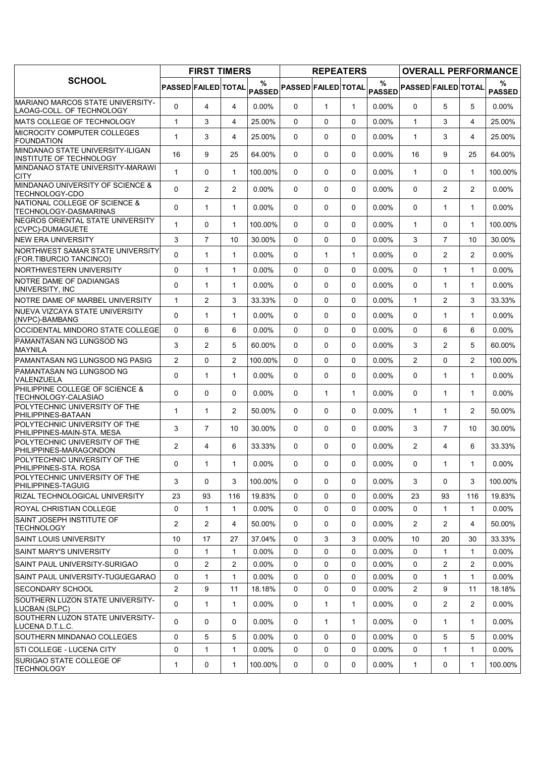| SCHOOL | FIRST TIMERS | | | | REPEATERS | | | | OVERALL PERFORMANCE | | | |
|---|---|---|---|---|---|---|---|---|---|---|---|---|
| | PASSED | FAILED | TOTAL | % PASSED | PASSED | FAILED | TOTAL | % PASSED | PASSED | FAILED | TOTAL | % PASSED |
| MARIANO MARCOS STATE UNIVERSITY-LAOAG-COLL. OF TECHNOLOGY | 0 | 4 | 4 | 0.00% | 0 | 1 | 1 | 0.00% | 0 | 5 | 5 | 0.00% |
| MATS COLLEGE OF TECHNOLOGY | 1 | 3 | 4 | 25.00% | 0 | 0 | 0 | 0.00% | 1 | 3 | 4 | 25.00% |
| MICROCITY COMPUTER COLLEGES FOUNDATION | 1 | 3 | 4 | 25.00% | 0 | 0 | 0 | 0.00% | 1 | 3 | 4 | 25.00% |
| MINDANAO STATE UNIVERSITY-ILIGAN INSTITUTE OF TECHNOLOGY | 16 | 9 | 25 | 64.00% | 0 | 0 | 0 | 0.00% | 16 | 9 | 25 | 64.00% |
| MINDANAO STATE UNIVERSITY-MARAWI CITY | 1 | 0 | 1 | 100.00% | 0 | 0 | 0 | 0.00% | 1 | 0 | 1 | 100.00% |
| MINDANAO UNIVERSITY OF SCIENCE & TECHNOLOGY-CDO | 0 | 2 | 2 | 0.00% | 0 | 0 | 0 | 0.00% | 0 | 2 | 2 | 0.00% |
| NATIONAL COLLEGE OF SCIENCE & TECHNOLOGY-DASMARINAS | 0 | 1 | 1 | 0.00% | 0 | 0 | 0 | 0.00% | 0 | 1 | 1 | 0.00% |
| NEGROS ORIENTAL STATE UNIVERSITY (CVPC)-DUMAGUETE | 1 | 0 | 1 | 100.00% | 0 | 0 | 0 | 0.00% | 1 | 0 | 1 | 100.00% |
| NEW ERA UNIVERSITY | 3 | 7 | 10 | 30.00% | 0 | 0 | 0 | 0.00% | 3 | 7 | 10 | 30.00% |
| NORTHWEST SAMAR STATE UNIVERSITY (FOR.TIBURCIO TANCINCO) | 0 | 1 | 1 | 0.00% | 0 | 1 | 1 | 0.00% | 0 | 2 | 2 | 0.00% |
| NORTHWESTERN UNIVERSITY | 0 | 1 | 1 | 0.00% | 0 | 0 | 0 | 0.00% | 0 | 1 | 1 | 0.00% |
| NOTRE DAME OF DADIANGAS UNIVERSITY, INC | 0 | 1 | 1 | 0.00% | 0 | 0 | 0 | 0.00% | 0 | 1 | 1 | 0.00% |
| NOTRE DAME OF MARBEL UNIVERSITY | 1 | 2 | 3 | 33.33% | 0 | 0 | 0 | 0.00% | 1 | 2 | 3 | 33.33% |
| NUEVA VIZCAYA STATE UNIVERSITY (NVPC)-BAMBANG | 0 | 1 | 1 | 0.00% | 0 | 0 | 0 | 0.00% | 0 | 1 | 1 | 0.00% |
| OCCIDENTAL MINDORO STATE COLLEGE | 0 | 6 | 6 | 0.00% | 0 | 0 | 0 | 0.00% | 0 | 6 | 6 | 0.00% |
| PAMANTASAN NG LUNGSOD NG MAYNILA | 3 | 2 | 5 | 60.00% | 0 | 0 | 0 | 0.00% | 3 | 2 | 5 | 60.00% |
| PAMANTASAN NG LUNGSOD NG PASIG | 2 | 0 | 2 | 100.00% | 0 | 0 | 0 | 0.00% | 2 | 0 | 2 | 100.00% |
| PAMANTASAN NG LUNGSOD NG VALENZUELA | 0 | 1 | 1 | 0.00% | 0 | 0 | 0 | 0.00% | 0 | 1 | 1 | 0.00% |
| PHILIPPINE COLLEGE OF SCIENCE & TECHNOLOGY-CALASIAO | 0 | 0 | 0 | 0.00% | 0 | 1 | 1 | 0.00% | 0 | 1 | 1 | 0.00% |
| POLYTECHNIC UNIVERSITY OF THE PHILIPPINES-BATAAN | 1 | 1 | 2 | 50.00% | 0 | 0 | 0 | 0.00% | 1 | 1 | 2 | 50.00% |
| POLYTECHNIC UNIVERSITY OF THE PHILIPPINES-MAIN-STA. MESA | 3 | 7 | 10 | 30.00% | 0 | 0 | 0 | 0.00% | 3 | 7 | 10 | 30.00% |
| POLYTECHNIC UNIVERSITY OF THE PHILIPPINES-MARAGONDON | 2 | 4 | 6 | 33.33% | 0 | 0 | 0 | 0.00% | 2 | 4 | 6 | 33.33% |
| POLYTECHNIC UNIVERSITY OF THE PHILIPPINES-STA. ROSA | 0 | 1 | 1 | 0.00% | 0 | 0 | 0 | 0.00% | 0 | 1 | 1 | 0.00% |
| POLYTECHNIC UNIVERSITY OF THE PHILIPPINES-TAGUIG | 3 | 0 | 3 | 100.00% | 0 | 0 | 0 | 0.00% | 3 | 0 | 3 | 100.00% |
| RIZAL TECHNOLOGICAL UNIVERSITY | 23 | 93 | 116 | 19.83% | 0 | 0 | 0 | 0.00% | 23 | 93 | 116 | 19.83% |
| ROYAL CHRISTIAN COLLEGE | 0 | 1 | 1 | 0.00% | 0 | 0 | 0 | 0.00% | 0 | 1 | 1 | 0.00% |
| SAINT JOSEPH INSTITUTE OF TECHNOLOGY | 2 | 2 | 4 | 50.00% | 0 | 0 | 0 | 0.00% | 2 | 2 | 4 | 50.00% |
| SAINT LOUIS UNIVERSITY | 10 | 17 | 27 | 37.04% | 0 | 3 | 3 | 0.00% | 10 | 20 | 30 | 33.33% |
| SAINT MARY'S UNIVERSITY | 0 | 1 | 1 | 0.00% | 0 | 0 | 0 | 0.00% | 0 | 1 | 1 | 0.00% |
| SAINT PAUL UNIVERSITY-SURIGAO | 0 | 2 | 2 | 0.00% | 0 | 0 | 0 | 0.00% | 0 | 2 | 2 | 0.00% |
| SAINT PAUL UNIVERSITY-TUGUEGARAO | 0 | 1 | 1 | 0.00% | 0 | 0 | 0 | 0.00% | 0 | 1 | 1 | 0.00% |
| SECONDARY SCHOOL | 2 | 9 | 11 | 18.18% | 0 | 0 | 0 | 0.00% | 2 | 9 | 11 | 18.18% |
| SOUTHERN LUZON STATE UNIVERSITY-LUCBAN (SLPC) | 0 | 1 | 1 | 0.00% | 0 | 1 | 1 | 0.00% | 0 | 2 | 2 | 0.00% |
| SOUTHERN LUZON STATE UNIVERSITY-LUCENA D.T.L.C. | 0 | 0 | 0 | 0.00% | 0 | 1 | 1 | 0.00% | 0 | 1 | 1 | 0.00% |
| SOUTHERN MINDANAO COLLEGES | 0 | 5 | 5 | 0.00% | 0 | 0 | 0 | 0.00% | 0 | 5 | 5 | 0.00% |
| STI COLLEGE - LUCENA CITY | 0 | 1 | 1 | 0.00% | 0 | 0 | 0 | 0.00% | 0 | 1 | 1 | 0.00% |
| SURIGAO STATE COLLEGE OF TECHNOLOGY | 1 | 0 | 1 | 100.00% | 0 | 0 | 0 | 0.00% | 1 | 0 | 1 | 100.00% |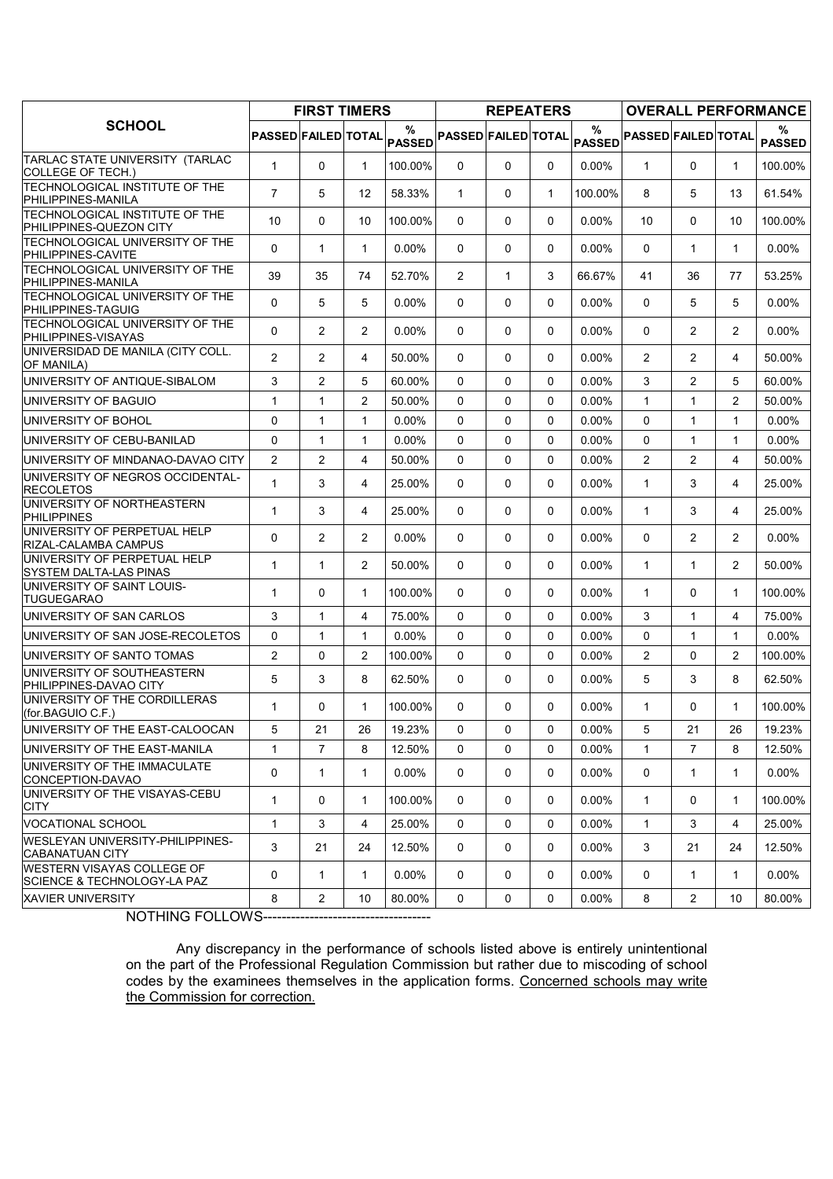| SCHOOL | FIRST TIMERS | | | | REPEATERS | | | | OVERALL PERFORMANCE | | | |
|---|---|---|---|---|---|---|---|---|---|---|---|---|
| | PASSED | FAILED | TOTAL | % PASSED | PASSED | FAILED | TOTAL | % PASSED | PASSED | FAILED | TOTAL | % PASSED |
| TARLAC STATE UNIVERSITY (TARLAC COLLEGE OF TECH.) | 1 | 0 | 1 | 100.00% | 0 | 0 | 0 | 0.00% | 1 | 0 | 1 | 100.00% |
| TECHNOLOGICAL INSTITUTE OF THE PHILIPPINES-MANILA | 7 | 5 | 12 | 58.33% | 1 | 0 | 1 | 100.00% | 8 | 5 | 13 | 61.54% |
| TECHNOLOGICAL INSTITUTE OF THE PHILIPPINES-QUEZON CITY | 10 | 0 | 10 | 100.00% | 0 | 0 | 0 | 0.00% | 10 | 0 | 10 | 100.00% |
| TECHNOLOGICAL UNIVERSITY OF THE PHILIPPINES-CAVITE | 0 | 1 | 1 | 0.00% | 0 | 0 | 0 | 0.00% | 0 | 1 | 1 | 0.00% |
| TECHNOLOGICAL UNIVERSITY OF THE PHILIPPINES-MANILA | 39 | 35 | 74 | 52.70% | 2 | 1 | 3 | 66.67% | 41 | 36 | 77 | 53.25% |
| TECHNOLOGICAL UNIVERSITY OF THE PHILIPPINES-TAGUIG | 0 | 5 | 5 | 0.00% | 0 | 0 | 0 | 0.00% | 0 | 5 | 5 | 0.00% |
| TECHNOLOGICAL UNIVERSITY OF THE PHILIPPINES-VISAYAS | 0 | 2 | 2 | 0.00% | 0 | 0 | 0 | 0.00% | 0 | 2 | 2 | 0.00% |
| UNIVERSIDAD DE MANILA (CITY COLL. OF MANILA) | 2 | 2 | 4 | 50.00% | 0 | 0 | 0 | 0.00% | 2 | 2 | 4 | 50.00% |
| UNIVERSITY OF ANTIQUE-SIBALOM | 3 | 2 | 5 | 60.00% | 0 | 0 | 0 | 0.00% | 3 | 2 | 5 | 60.00% |
| UNIVERSITY OF BAGUIO | 1 | 1 | 2 | 50.00% | 0 | 0 | 0 | 0.00% | 1 | 1 | 2 | 50.00% |
| UNIVERSITY OF BOHOL | 0 | 1 | 1 | 0.00% | 0 | 0 | 0 | 0.00% | 0 | 1 | 1 | 0.00% |
| UNIVERSITY OF CEBU-BANILAD | 0 | 1 | 1 | 0.00% | 0 | 0 | 0 | 0.00% | 0 | 1 | 1 | 0.00% |
| UNIVERSITY OF MINDANAO-DAVAO CITY | 2 | 2 | 4 | 50.00% | 0 | 0 | 0 | 0.00% | 2 | 2 | 4 | 50.00% |
| UNIVERSITY OF NEGROS OCCIDENTAL-RECOLETOS | 1 | 3 | 4 | 25.00% | 0 | 0 | 0 | 0.00% | 1 | 3 | 4 | 25.00% |
| UNIVERSITY OF NORTHEASTERN PHILIPPINES | 1 | 3 | 4 | 25.00% | 0 | 0 | 0 | 0.00% | 1 | 3 | 4 | 25.00% |
| UNIVERSITY OF PERPETUAL HELP RIZAL-CALAMBA CAMPUS | 0 | 2 | 2 | 0.00% | 0 | 0 | 0 | 0.00% | 0 | 2 | 2 | 0.00% |
| UNIVERSITY OF PERPETUAL HELP SYSTEM DALTA-LAS PINAS | 1 | 1 | 2 | 50.00% | 0 | 0 | 0 | 0.00% | 1 | 1 | 2 | 50.00% |
| UNIVERSITY OF SAINT LOUIS-TUGUEGARAO | 1 | 0 | 1 | 100.00% | 0 | 0 | 0 | 0.00% | 1 | 0 | 1 | 100.00% |
| UNIVERSITY OF SAN CARLOS | 3 | 1 | 4 | 75.00% | 0 | 0 | 0 | 0.00% | 3 | 1 | 4 | 75.00% |
| UNIVERSITY OF SAN JOSE-RECOLETOS | 0 | 1 | 1 | 0.00% | 0 | 0 | 0 | 0.00% | 0 | 1 | 1 | 0.00% |
| UNIVERSITY OF SANTO TOMAS | 2 | 0 | 2 | 100.00% | 0 | 0 | 0 | 0.00% | 2 | 0 | 2 | 100.00% |
| UNIVERSITY OF SOUTHEASTERN PHILIPPINES-DAVAO CITY | 5 | 3 | 8 | 62.50% | 0 | 0 | 0 | 0.00% | 5 | 3 | 8 | 62.50% |
| UNIVERSITY OF THE CORDILLERAS (for.BAGUIO C.F.) | 1 | 0 | 1 | 100.00% | 0 | 0 | 0 | 0.00% | 1 | 0 | 1 | 100.00% |
| UNIVERSITY OF THE EAST-CALOOCAN | 5 | 21 | 26 | 19.23% | 0 | 0 | 0 | 0.00% | 5 | 21 | 26 | 19.23% |
| UNIVERSITY OF THE EAST-MANILA | 1 | 7 | 8 | 12.50% | 0 | 0 | 0 | 0.00% | 1 | 7 | 8 | 12.50% |
| UNIVERSITY OF THE IMMACULATE CONCEPTION-DAVAO | 0 | 1 | 1 | 0.00% | 0 | 0 | 0 | 0.00% | 0 | 1 | 1 | 0.00% |
| UNIVERSITY OF THE VISAYAS-CEBU CITY | 1 | 0 | 1 | 100.00% | 0 | 0 | 0 | 0.00% | 1 | 0 | 1 | 100.00% |
| VOCATIONAL SCHOOL | 1 | 3 | 4 | 25.00% | 0 | 0 | 0 | 0.00% | 1 | 3 | 4 | 25.00% |
| WESLEYAN UNIVERSITY-PHILIPPINES-CABANATUAN CITY | 3 | 21 | 24 | 12.50% | 0 | 0 | 0 | 0.00% | 3 | 21 | 24 | 12.50% |
| WESTERN VISAYAS COLLEGE OF SCIENCE & TECHNOLOGY-LA PAZ | 0 | 1 | 1 | 0.00% | 0 | 0 | 0 | 0.00% | 0 | 1 | 1 | 0.00% |
| XAVIER UNIVERSITY | 8 | 2 | 10 | 80.00% | 0 | 0 | 0 | 0.00% | 8 | 2 | 10 | 80.00% |

NOTHING FOLLOWS-----------------------------------

Any discrepancy in the performance of schools listed above is entirely unintentional on the part of the Professional Regulation Commission but rather due to miscoding of school codes by the examinees themselves in the application forms. Concerned schools may write the Commission for correction.